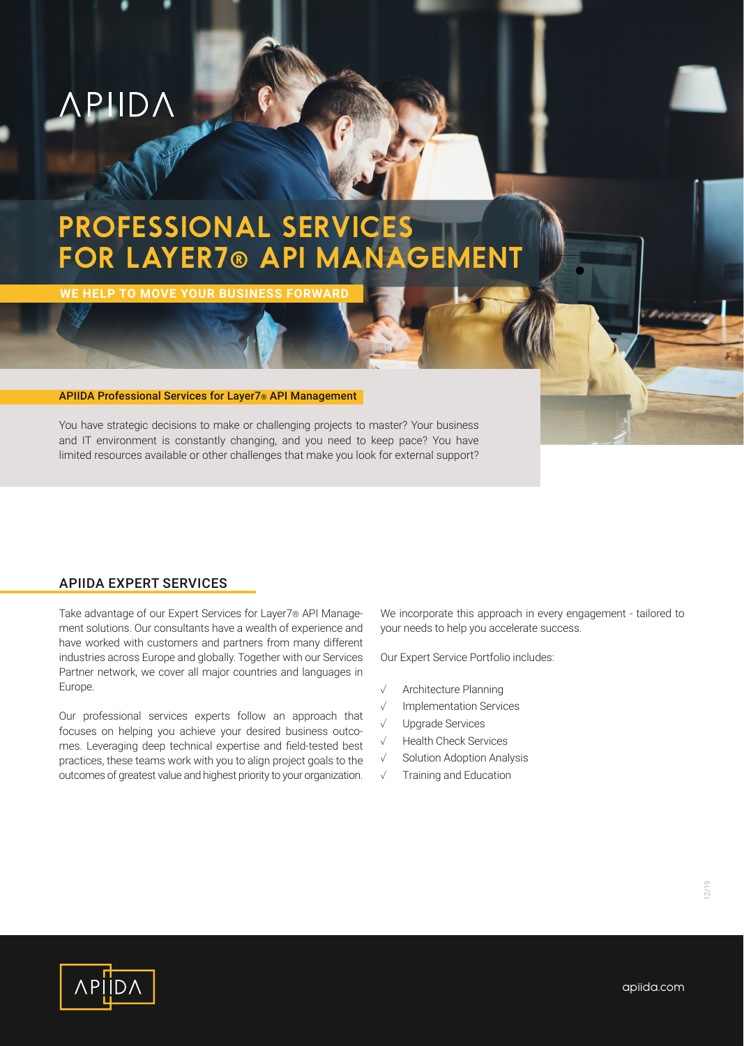APIIDA

# PROFESSIONAL SERVICES FOR LAYER7® API MANAGEMENT

**WE HELP TO MOVE YOUR BUSINESS FORWARD**

**APIIDA Professional Services for Layer7® API Management**

You have strategic decisions to make or challenging projects to master? Your business and IT environment is constantly changing, and you need to keep pace? You have limited resources available or other challenges that make you look for external support?

## APIIDA EXPERT SERVICES

Take advantage of our Expert Services for Layer7® API Management solutions. Our consultants have a wealth of experience and have worked with customers and partners from many different industries across Europe and globally. Together with our Services Partner network, we cover all major countries and languages in Europe.

Our professional services experts follow an approach that focuses on helping you achieve your desired business outcomes. Leveraging deep technical expertise and field-tested best practices, these teams work with you to align project goals to the outcomes of greatest value and highest priority to your organization.

We incorporate this approach in every engagement - tailored to your needs to help you accelerate success.

Our Expert Service Portfolio includes:

- √ Architecture Planning
- √ Implementation Services
- √ Upgrade Services
- √ Health Check Services
- √ Solution Adoption Analysis
- √ Training and Education

12/19

APIIDA

apiida.com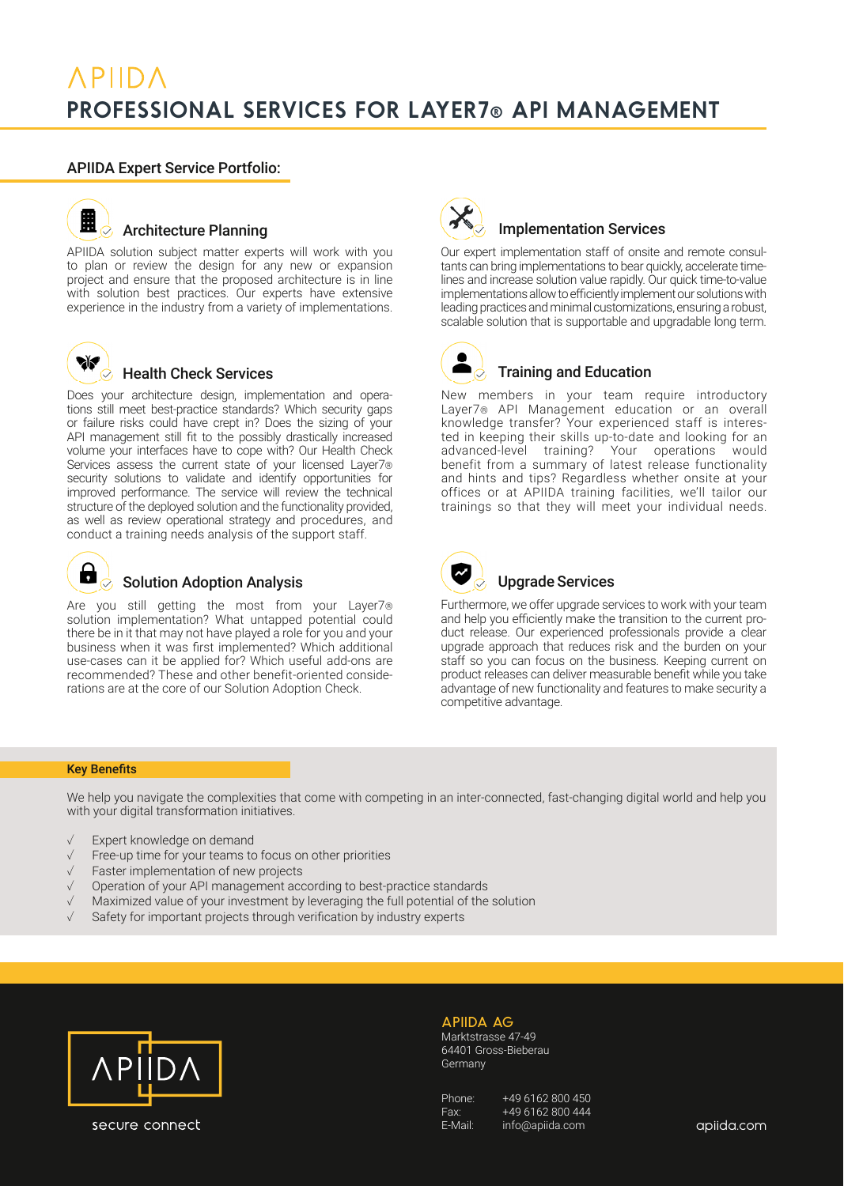# APIIDA

# PROFESSIONAL SERVICES FOR LAYER7® API MANAGEMENT

## APIIDA Expert Service Portfolio:

### Architecture Planning

APIIDA solution subject matter experts will work with you to plan or review the design for any new or expansion project and ensure that the proposed architecture is in line with solution best practices. Our experts have extensive experience in the industry from a variety of implementations.

### Health Check Services

Does your architecture design, implementation and operations still meet best-practice standards? Which security gaps or failure risks could have crept in? Does the sizing of your API management still fit to the possibly drastically increased volume your interfaces have to cope with? Our Health Check Services assess the current state of your licensed Layer7® security solutions to validate and identify opportunities for improved performance. The service will review the technical structure of the deployed solution and the functionality provided, as well as review operational strategy and procedures, and conduct a training needs analysis of the support staff.

### Solution Adoption Analysis

Are you still getting the most from your Layer7® solution implementation? What untapped potential could there be in it that may not have played a role for you and your business when it was first implemented? Which additional use-cases can it be applied for? Which useful add-ons are recommended? These and other benefit-oriented considerations are at the core of our Solution Adoption Check.

### Implementation Services

Our expert implementation staff of onsite and remote consultants can bring implementations to bear quickly, accelerate timelines and increase solution value rapidly. Our quick time-to-value implementations allow to efficiently implement our solutions with leading practices and minimal customizations, ensuring a robust, scalable solution that is supportable and upgradable long term.

### Training and Education

New members in your team require introductory Layer7® API Management education or an overall knowledge transfer? Your experienced staff is interested in keeping their skills up-to-date and looking for an advanced-level training? Your operations would benefit from a summary of latest release functionality and hints and tips? Regardless whether onsite at your offices or at APIIDA training facilities, we'll tailor our trainings so that they will meet your individual needs.

### Upgrade Services

Furthermore, we offer upgrade services to work with your team and help you efficiently make the transition to the current product release. Our experienced professionals provide a clear upgrade approach that reduces risk and the burden on your staff so you can focus on the business. Keeping current on product releases can deliver measurable benefit while you take advantage of new functionality and features to make security a competitive advantage.

## Key Benefits

We help you navigate the complexities that come with competing in an inter-connected, fast-changing digital world and help you with your digital transformation initiatives.

- √ Expert knowledge on demand
- √ Free-up time for your teams to focus on other priorities
- √ Faster implementation of new projects
- √ Operation of your API management according to best-practice standards
- √ Maximized value of your investment by leveraging the full potential of the solution
- √ Safety for important projects through verification by industry experts

APIIDA

secure connect

**APIIDA AG**
Marktstrasse 47-49
64401 Gross-Bieberau
Germany

Phone: +49 6162 800 450
Fax: +49 6162 800 444
E-Mail: info@apiida.com

apiida.com